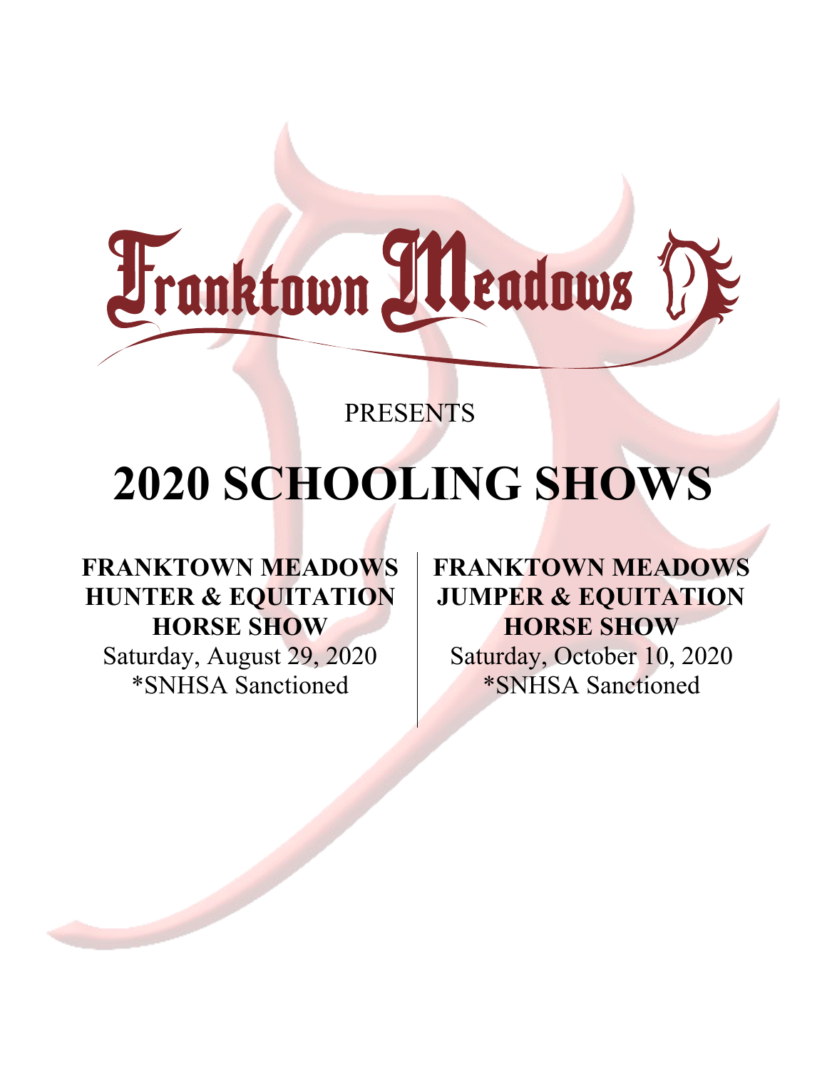# Franktown Meadows

PRESENTS

# 2020 SCHOOLING SHOWS

**FRANKTOWN MEADOWS HUNTER & EQUITATION HORSE SHOW**
Saturday, August 29, 2020
*SNHSA Sanctioned

**FRANKTOWN MEADOWS JUMPER & EQUITATION HORSE SHOW**
Saturday, October 10, 2020
*SNHSA Sanctioned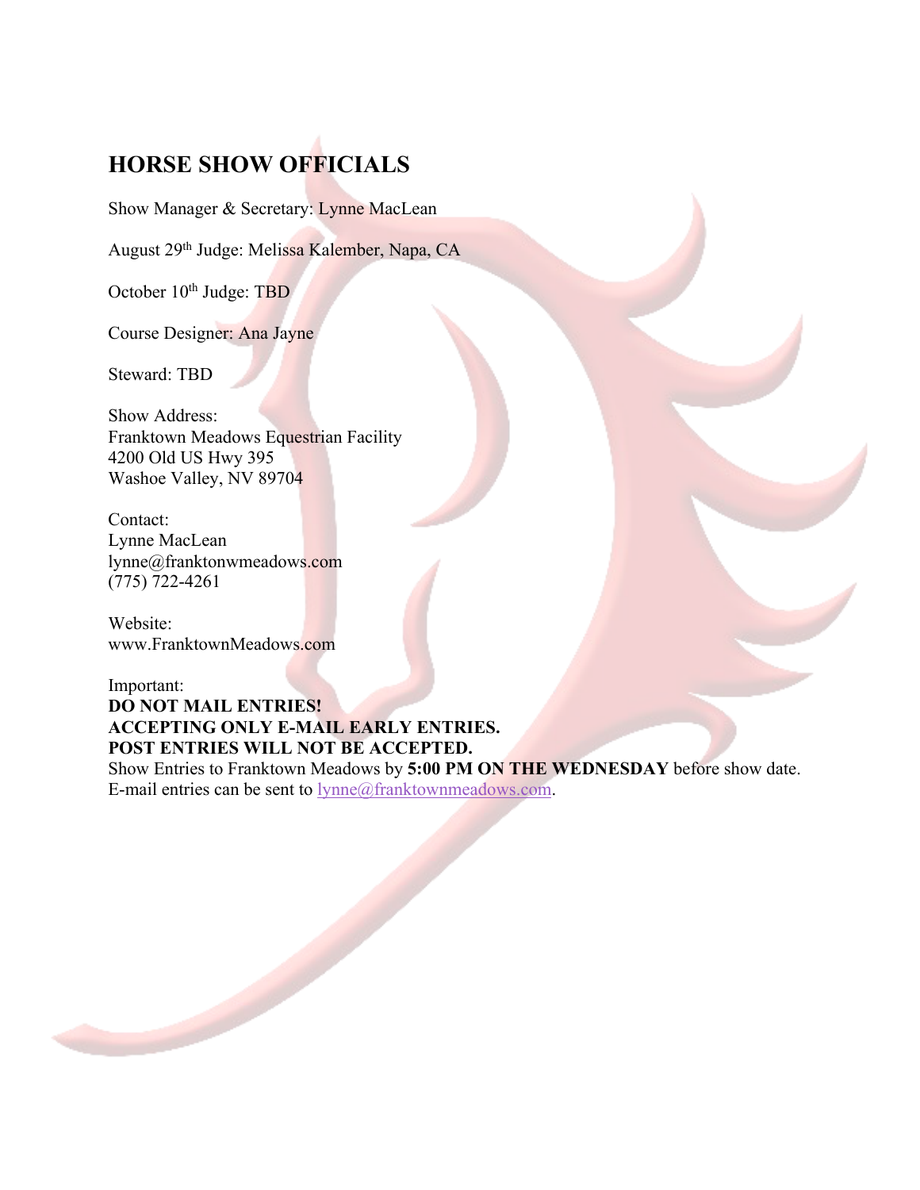# HORSE SHOW OFFICIALS

Show Manager & Secretary: Lynne MacLean

August 29th Judge: Melissa Kalember, Napa, CA

October 10th Judge: TBD

Course Designer: Ana Jayne

Steward: TBD

Show Address:
Franktown Meadows Equestrian Facility
4200 Old US Hwy 395
Washoe Valley, NV 89704

Contact:
Lynne MacLean
lynne@franktonwmeadows.com
(775) 722-4261

Website:
www.FranktownMeadows.com

Important:
**DO NOT MAIL ENTRIES!**
**ACCEPTING ONLY E-MAIL EARLY ENTRIES.**
**POST ENTRIES WILL NOT BE ACCEPTED.**
Show Entries to Franktown Meadows by **5:00 PM ON THE WEDNESDAY** before show date.
E-mail entries can be sent to lynne@franktownmeadows.com.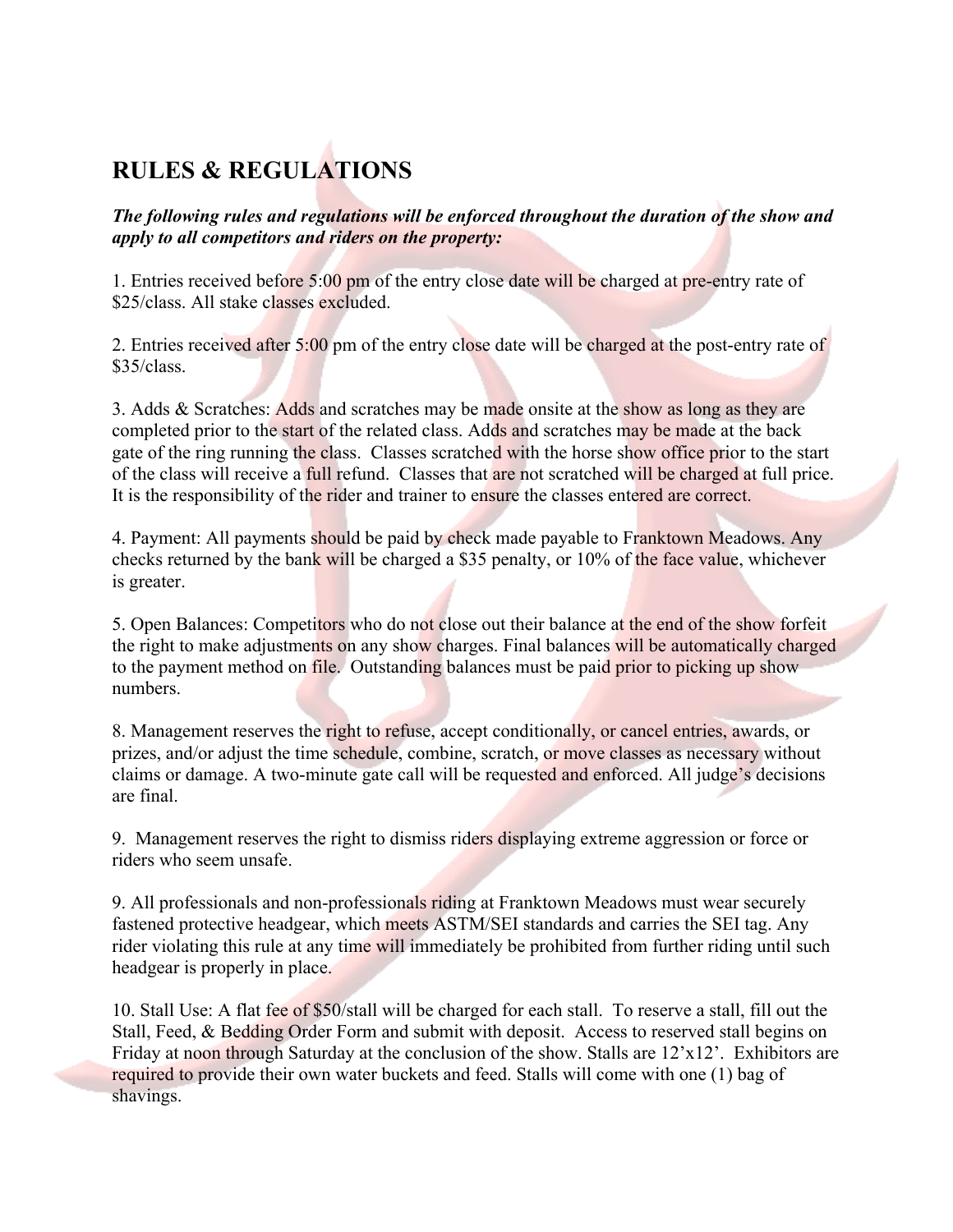# RULES & REGULATIONS

***The following rules and regulations will be enforced throughout the duration of the show and apply to all competitors and riders on the property:***

1. Entries received before 5:00 pm of the entry close date will be charged at pre-entry rate of $25/class. All stake classes excluded.

2. Entries received after 5:00 pm of the entry close date will be charged at the post-entry rate of $35/class.

3. Adds & Scratches: Adds and scratches may be made onsite at the show as long as they are completed prior to the start of the related class. Adds and scratches may be made at the back gate of the ring running the class. Classes scratched with the horse show office prior to the start of the class will receive a full refund. Classes that are not scratched will be charged at full price. It is the responsibility of the rider and trainer to ensure the classes entered are correct.

4. Payment: All payments should be paid by check made payable to Franktown Meadows. Any checks returned by the bank will be charged a $35 penalty, or 10% of the face value, whichever is greater.

5. Open Balances: Competitors who do not close out their balance at the end of the show forfeit the right to make adjustments on any show charges. Final balances will be automatically charged to the payment method on file. Outstanding balances must be paid prior to picking up show numbers.

8. Management reserves the right to refuse, accept conditionally, or cancel entries, awards, or prizes, and/or adjust the time schedule, combine, scratch, or move classes as necessary without claims or damage. A two-minute gate call will be requested and enforced. All judge's decisions are final.

9. Management reserves the right to dismiss riders displaying extreme aggression or force or riders who seem unsafe.

9. All professionals and non-professionals riding at Franktown Meadows must wear securely fastened protective headgear, which meets ASTM/SEI standards and carries the SEI tag. Any rider violating this rule at any time will immediately be prohibited from further riding until such headgear is properly in place.

10. Stall Use: A flat fee of $50/stall will be charged for each stall. To reserve a stall, fill out the Stall, Feed, & Bedding Order Form and submit with deposit. Access to reserved stall begins on Friday at noon through Saturday at the conclusion of the show. Stalls are 12'x12'. Exhibitors are required to provide their own water buckets and feed. Stalls will come with one (1) bag of shavings.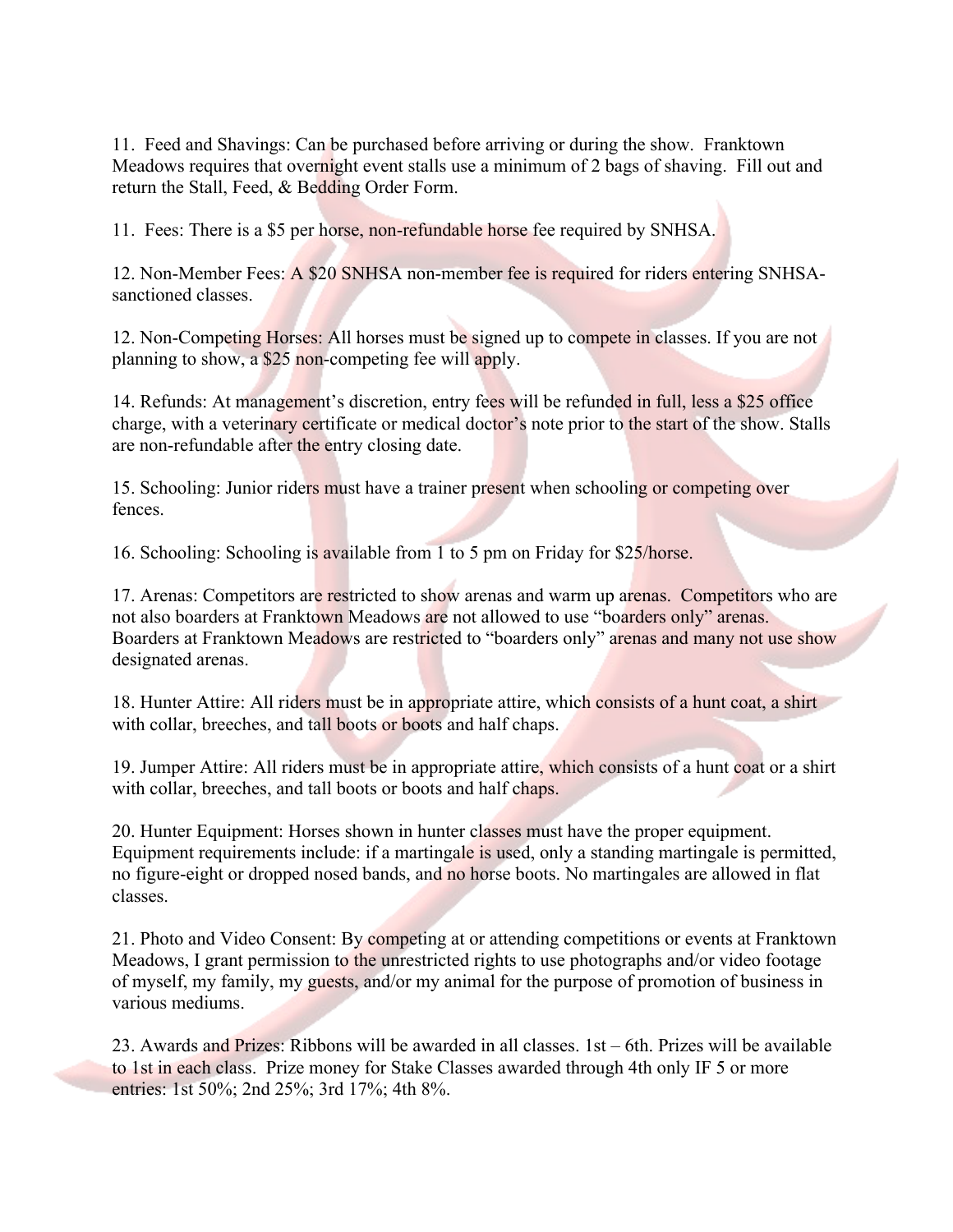11. Feed and Shavings: Can be purchased before arriving or during the show. Franktown Meadows requires that overnight event stalls use a minimum of 2 bags of shaving. Fill out and return the Stall, Feed, & Bedding Order Form.

11. Fees: There is a $5 per horse, non-refundable horse fee required by SNHSA.

12. Non-Member Fees: A $20 SNHSA non-member fee is required for riders entering SNHSA-sanctioned classes.

12. Non-Competing Horses: All horses must be signed up to compete in classes. If you are not planning to show, a $25 non-competing fee will apply.

14. Refunds: At management's discretion, entry fees will be refunded in full, less a $25 office charge, with a veterinary certificate or medical doctor's note prior to the start of the show. Stalls are non-refundable after the entry closing date.

15. Schooling: Junior riders must have a trainer present when schooling or competing over fences.

16. Schooling: Schooling is available from 1 to 5 pm on Friday for $25/horse.

17. Arenas: Competitors are restricted to show arenas and warm up arenas. Competitors who are not also boarders at Franktown Meadows are not allowed to use "boarders only" arenas. Boarders at Franktown Meadows are restricted to "boarders only" arenas and many not use show designated arenas.

18. Hunter Attire: All riders must be in appropriate attire, which consists of a hunt coat, a shirt with collar, breeches, and tall boots or boots and half chaps.

19. Jumper Attire: All riders must be in appropriate attire, which consists of a hunt coat or a shirt with collar, breeches, and tall boots or boots and half chaps.

20. Hunter Equipment: Horses shown in hunter classes must have the proper equipment. Equipment requirements include: if a martingale is used, only a standing martingale is permitted, no figure-eight or dropped nosed bands, and no horse boots. No martingales are allowed in flat classes.

21. Photo and Video Consent: By competing at or attending competitions or events at Franktown Meadows, I grant permission to the unrestricted rights to use photographs and/or video footage of myself, my family, my guests, and/or my animal for the purpose of promotion of business in various mediums.

23. Awards and Prizes: Ribbons will be awarded in all classes. 1st – 6th. Prizes will be available to 1st in each class. Prize money for Stake Classes awarded through 4th only IF 5 or more entries: 1st 50%; 2nd 25%; 3rd 17%; 4th 8%.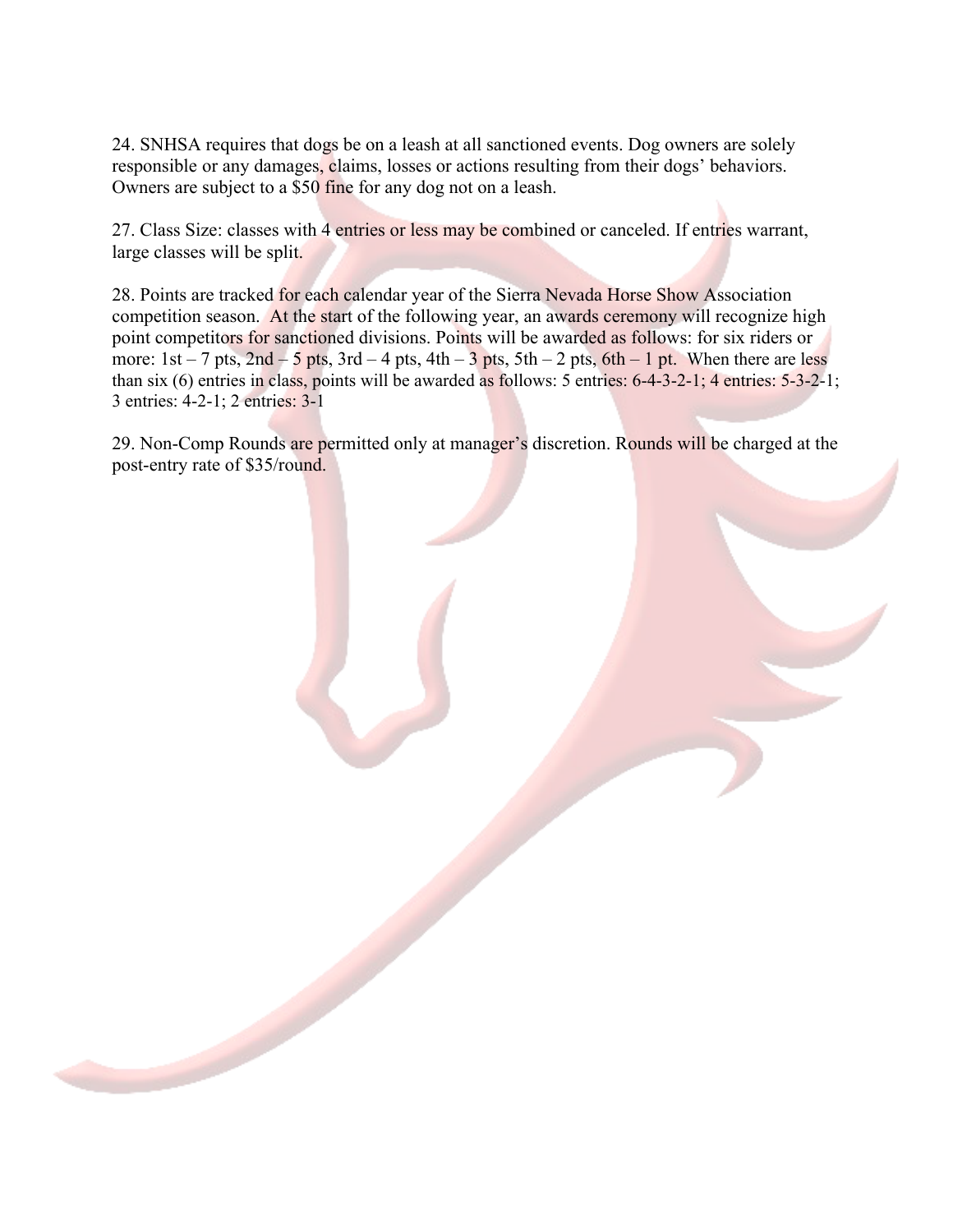24. SNHSA requires that dogs be on a leash at all sanctioned events. Dog owners are solely responsible or any damages, claims, losses or actions resulting from their dogs' behaviors. Owners are subject to a $50 fine for any dog not on a leash.

27. Class Size: classes with 4 entries or less may be combined or canceled. If entries warrant, large classes will be split.

28. Points are tracked for each calendar year of the Sierra Nevada Horse Show Association competition season. At the start of the following year, an awards ceremony will recognize high point competitors for sanctioned divisions. Points will be awarded as follows: for six riders or more: 1st – 7 pts, 2nd – 5 pts, 3rd – 4 pts, 4th – 3 pts, 5th – 2 pts, 6th – 1 pt. When there are less than six (6) entries in class, points will be awarded as follows: 5 entries: 6-4-3-2-1; 4 entries: 5-3-2-1; 3 entries: 4-2-1; 2 entries: 3-1

29. Non-Comp Rounds are permitted only at manager's discretion. Rounds will be charged at the post-entry rate of $35/round.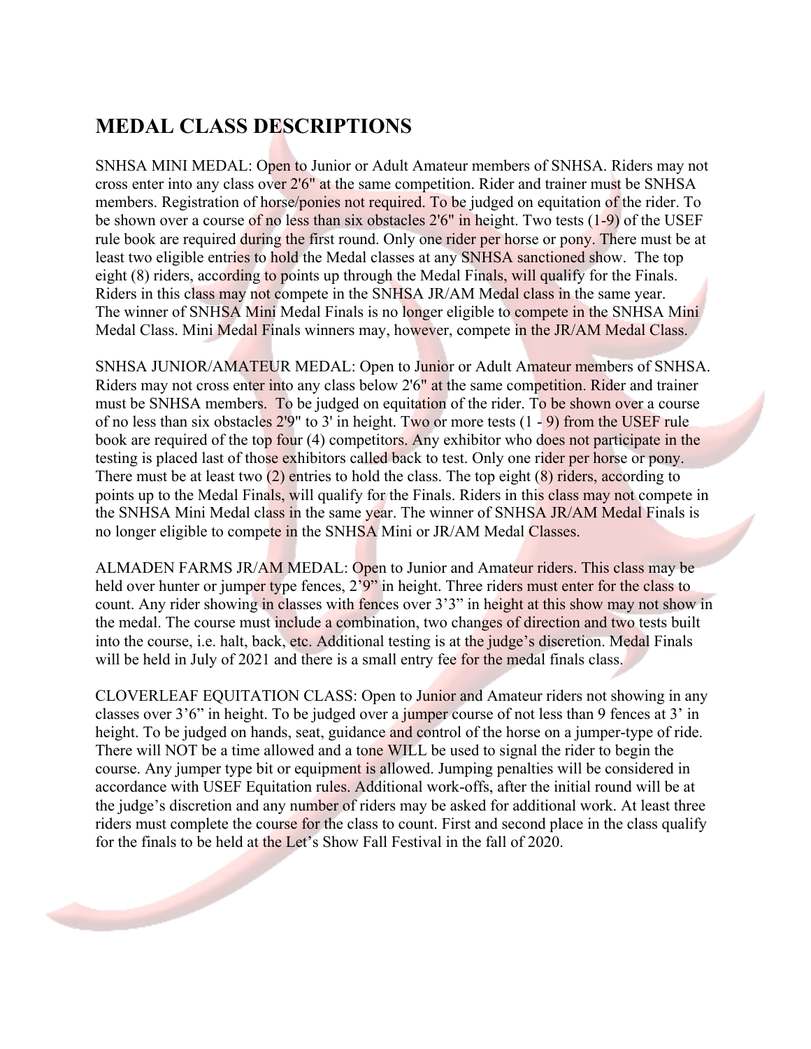## MEDAL CLASS DESCRIPTIONS

SNHSA MINI MEDAL: Open to Junior or Adult Amateur members of SNHSA. Riders may not cross enter into any class over 2'6" at the same competition. Rider and trainer must be SNHSA members. Registration of horse/ponies not required. To be judged on equitation of the rider. To be shown over a course of no less than six obstacles 2'6" in height. Two tests (1-9) of the USEF rule book are required during the first round. Only one rider per horse or pony. There must be at least two eligible entries to hold the Medal classes at any SNHSA sanctioned show. The top eight (8) riders, according to points up through the Medal Finals, will qualify for the Finals. Riders in this class may not compete in the SNHSA JR/AM Medal class in the same year. The winner of SNHSA Mini Medal Finals is no longer eligible to compete in the SNHSA Mini Medal Class. Mini Medal Finals winners may, however, compete in the JR/AM Medal Class.

SNHSA JUNIOR/AMATEUR MEDAL: Open to Junior or Adult Amateur members of SNHSA. Riders may not cross enter into any class below 2'6" at the same competition. Rider and trainer must be SNHSA members. To be judged on equitation of the rider. To be shown over a course of no less than six obstacles 2'9" to 3' in height. Two or more tests (1 - 9) from the USEF rule book are required of the top four (4) competitors. Any exhibitor who does not participate in the testing is placed last of those exhibitors called back to test. Only one rider per horse or pony. There must be at least two (2) entries to hold the class. The top eight (8) riders, according to points up to the Medal Finals, will qualify for the Finals. Riders in this class may not compete in the SNHSA Mini Medal class in the same year. The winner of SNHSA JR/AM Medal Finals is no longer eligible to compete in the SNHSA Mini or JR/AM Medal Classes.

ALMADEN FARMS JR/AM MEDAL: Open to Junior and Amateur riders. This class may be held over hunter or jumper type fences, 2'9" in height. Three riders must enter for the class to count. Any rider showing in classes with fences over 3'3" in height at this show may not show in the medal. The course must include a combination, two changes of direction and two tests built into the course, i.e. halt, back, etc. Additional testing is at the judge's discretion. Medal Finals will be held in July of 2021 and there is a small entry fee for the medal finals class.

CLOVERLEAF EQUITATION CLASS: Open to Junior and Amateur riders not showing in any classes over 3'6" in height. To be judged over a jumper course of not less than 9 fences at 3' in height. To be judged on hands, seat, guidance and control of the horse on a jumper-type of ride. There will NOT be a time allowed and a tone WILL be used to signal the rider to begin the course. Any jumper type bit or equipment is allowed. Jumping penalties will be considered in accordance with USEF Equitation rules. Additional work-offs, after the initial round will be at the judge's discretion and any number of riders may be asked for additional work. At least three riders must complete the course for the class to count. First and second place in the class qualify for the finals to be held at the Let's Show Fall Festival in the fall of 2020.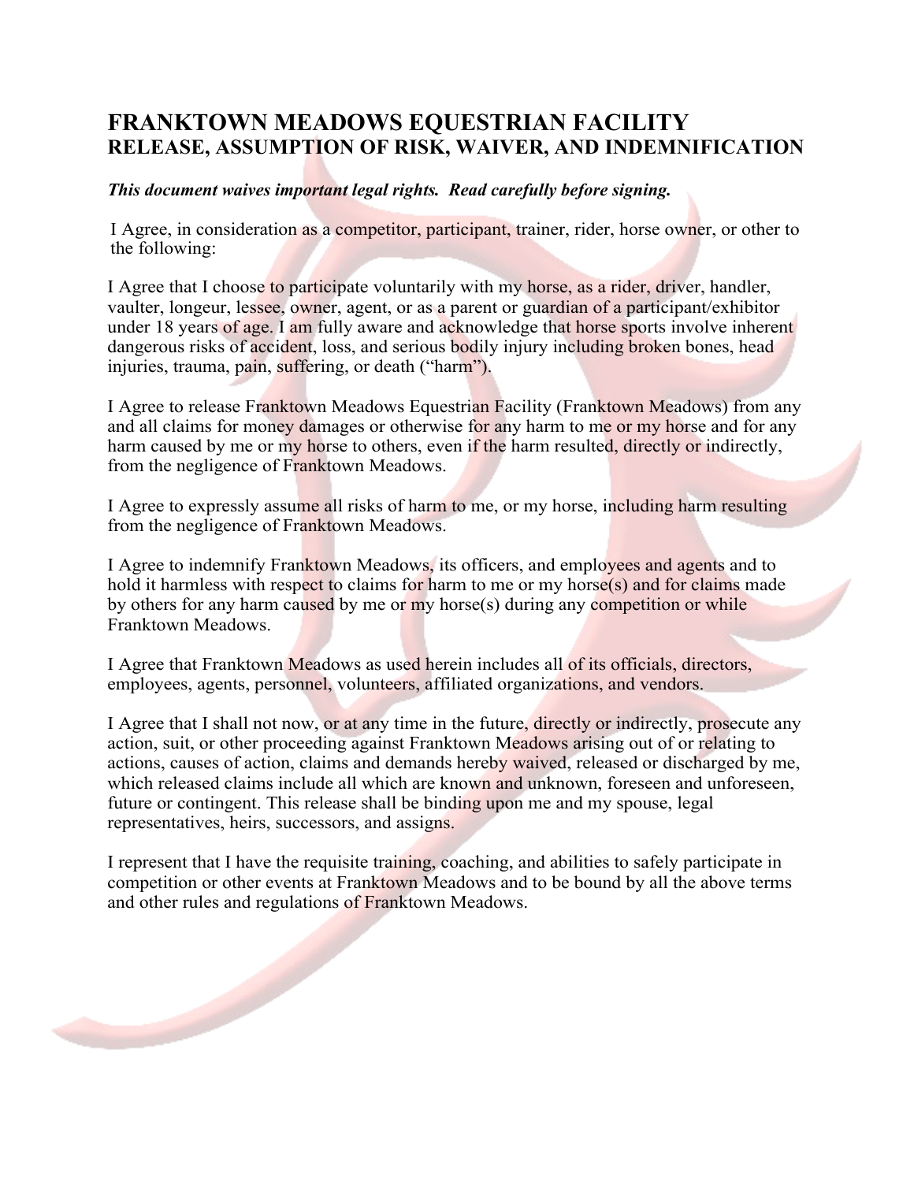# FRANKTOWN MEADOWS EQUESTRIAN FACILITY
## RELEASE, ASSUMPTION OF RISK, WAIVER, AND INDEMNIFICATION

***This document waives important legal rights. Read carefully before signing.***

I Agree, in consideration as a competitor, participant, trainer, rider, horse owner, or other to the following:

I Agree that I choose to participate voluntarily with my horse, as a rider, driver, handler, vaulter, longeur, lessee, owner, agent, or as a parent or guardian of a participant/exhibitor under 18 years of age. I am fully aware and acknowledge that horse sports involve inherent dangerous risks of accident, loss, and serious bodily injury including broken bones, head injuries, trauma, pain, suffering, or death ("harm").

I Agree to release Franktown Meadows Equestrian Facility (Franktown Meadows) from any and all claims for money damages or otherwise for any harm to me or my horse and for any harm caused by me or my horse to others, even if the harm resulted, directly or indirectly, from the negligence of Franktown Meadows.

I Agree to expressly assume all risks of harm to me, or my horse, including harm resulting from the negligence of Franktown Meadows.

I Agree to indemnify Franktown Meadows, its officers, and employees and agents and to hold it harmless with respect to claims for harm to me or my horse(s) and for claims made by others for any harm caused by me or my horse(s) during any competition or while Franktown Meadows.

I Agree that Franktown Meadows as used herein includes all of its officials, directors, employees, agents, personnel, volunteers, affiliated organizations, and vendors.

I Agree that I shall not now, or at any time in the future, directly or indirectly, prosecute any action, suit, or other proceeding against Franktown Meadows arising out of or relating to actions, causes of action, claims and demands hereby waived, released or discharged by me, which released claims include all which are known and unknown, foreseen and unforeseen, future or contingent. This release shall be binding upon me and my spouse, legal representatives, heirs, successors, and assigns.

I represent that I have the requisite training, coaching, and abilities to safely participate in competition or other events at Franktown Meadows and to be bound by all the above terms and other rules and regulations of Franktown Meadows.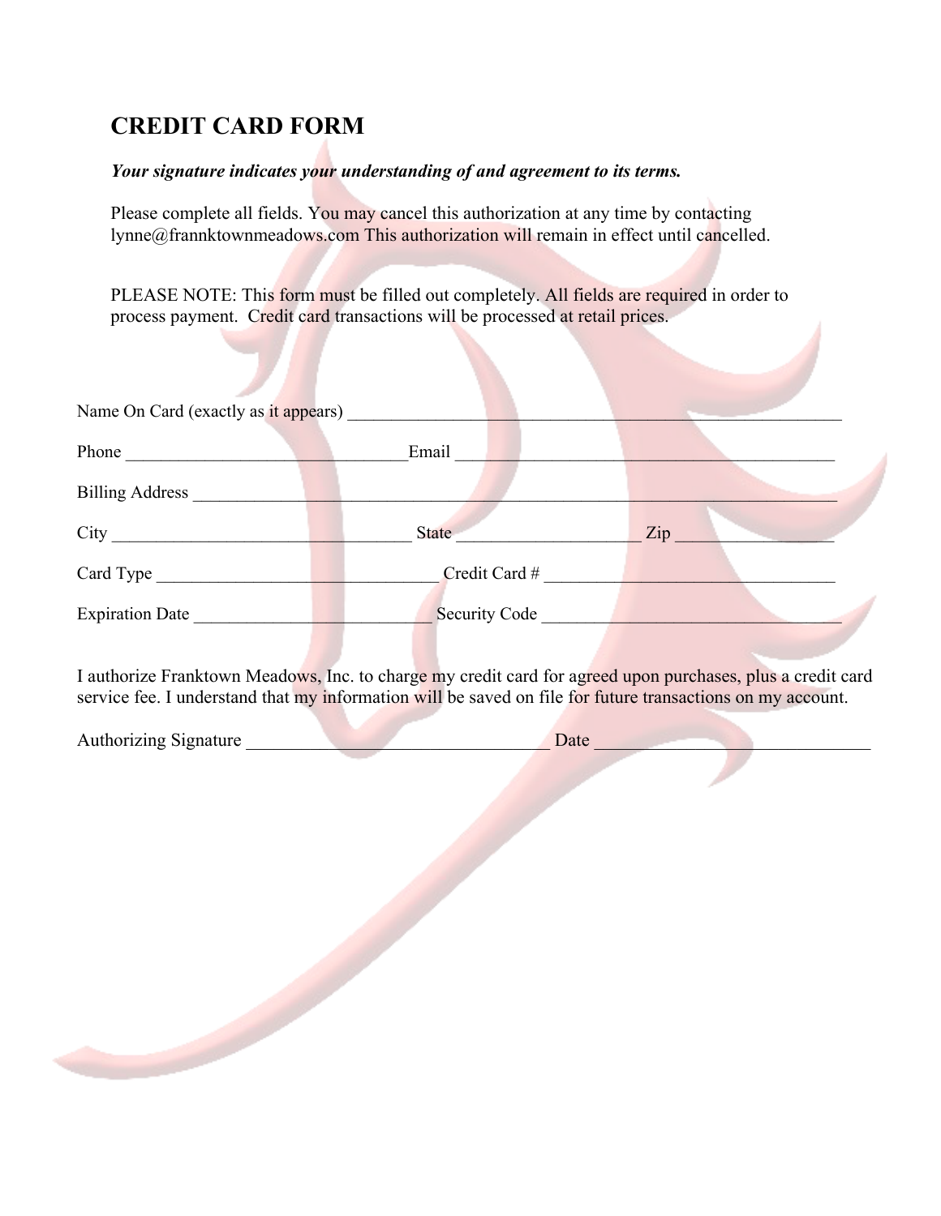## CREDIT CARD FORM

***Your signature indicates your understanding of and agreement to its terms.***

Please complete all fields. You may cancel this authorization at any time by contacting lynne@frannktownmeadows.com This authorization will remain in effect until cancelled.

PLEASE NOTE: This form must be filled out completely. All fields are required in order to process payment. Credit card transactions will be processed at retail prices.

Name On Card (exactly as it appears) ___________________________________________________________

Phone ________________________________Email _____________________________________________

Billing Address ___________________________________________________________________________

City __________________________________ State ____________________ Zip __________________

Card Type ________________________________ Credit Card # _________________________________

Expiration Date ___________________________ Security Code ___________________________________

I authorize Franktown Meadows, Inc. to charge my credit card for agreed upon purchases, plus a credit card service fee. I understand that my information will be saved on file for future transactions on my account.

Authorizing Signature __________________________________ Date _______________________________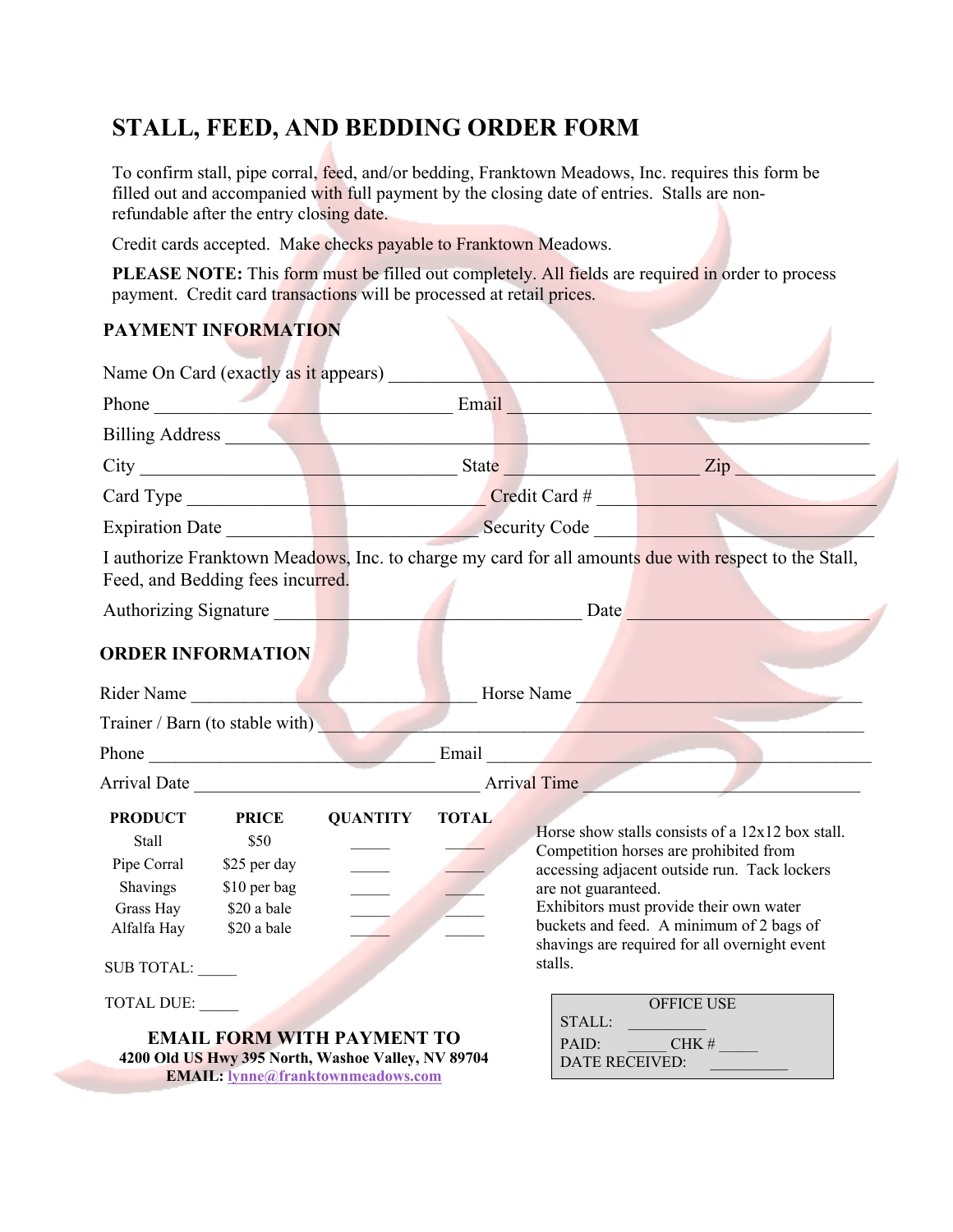# STALL, FEED, AND BEDDING ORDER FORM

To confirm stall, pipe corral, feed, and/or bedding, Franktown Meadows, Inc. requires this form be filled out and accompanied with full payment by the closing date of entries. Stalls are non-refundable after the entry closing date.

Credit cards accepted. Make checks payable to Franktown Meadows.

**PLEASE NOTE:** This form must be filled out completely. All fields are required in order to process payment. Credit card transactions will be processed at retail prices.

## PAYMENT INFORMATION

Name On Card (exactly as it appears) ______________________________

Phone ____________________ Email ____________________

Billing Address ______________________________

City ____________________ State ____________ Zip ____________

Card Type ____________________ Credit Card # ____________________

Expiration Date ____________________ Security Code ____________________

I authorize Franktown Meadows, Inc. to charge my card for all amounts due with respect to the Stall, Feed, and Bedding fees incurred.

Authorizing Signature ____________________ Date ____________________

## ORDER INFORMATION

Rider Name ____________________ Horse Name ____________________

Trainer / Barn (to stable with) ______________________________

Phone ____________________ Email ____________________

Arrival Date ____________________ Arrival Time ____________________

| PRODUCT | PRICE | QUANTITY | TOTAL |
|---|---|---|---|
| Stall | $50 | _____ | _____ |
| Pipe Corral | $25 per day | _____ | _____ |
| Shavings | $10 per bag | _____ | _____ |
| Grass Hay | $20 a bale | _____ | _____ |
| Alfalfa Hay | $20 a bale | _____ | _____ |

SUB TOTAL: _____

TOTAL DUE: _____

Horse show stalls consists of a 12x12 box stall. Competition horses are prohibited from accessing adjacent outside run. Tack lockers are not guaranteed.
Exhibitors must provide their own water buckets and feed. A minimum of 2 bags of shavings are required for all overnight event stalls.

**EMAIL FORM WITH PAYMENT TO**
**4200 Old US Hwy 395 North, Washoe Valley, NV 89704**
**EMAIL:** lynne@franktownmeadows.com

OFFICE USE
STALL: __________
PAID: _____ CHK # _____
DATE RECEIVED: __________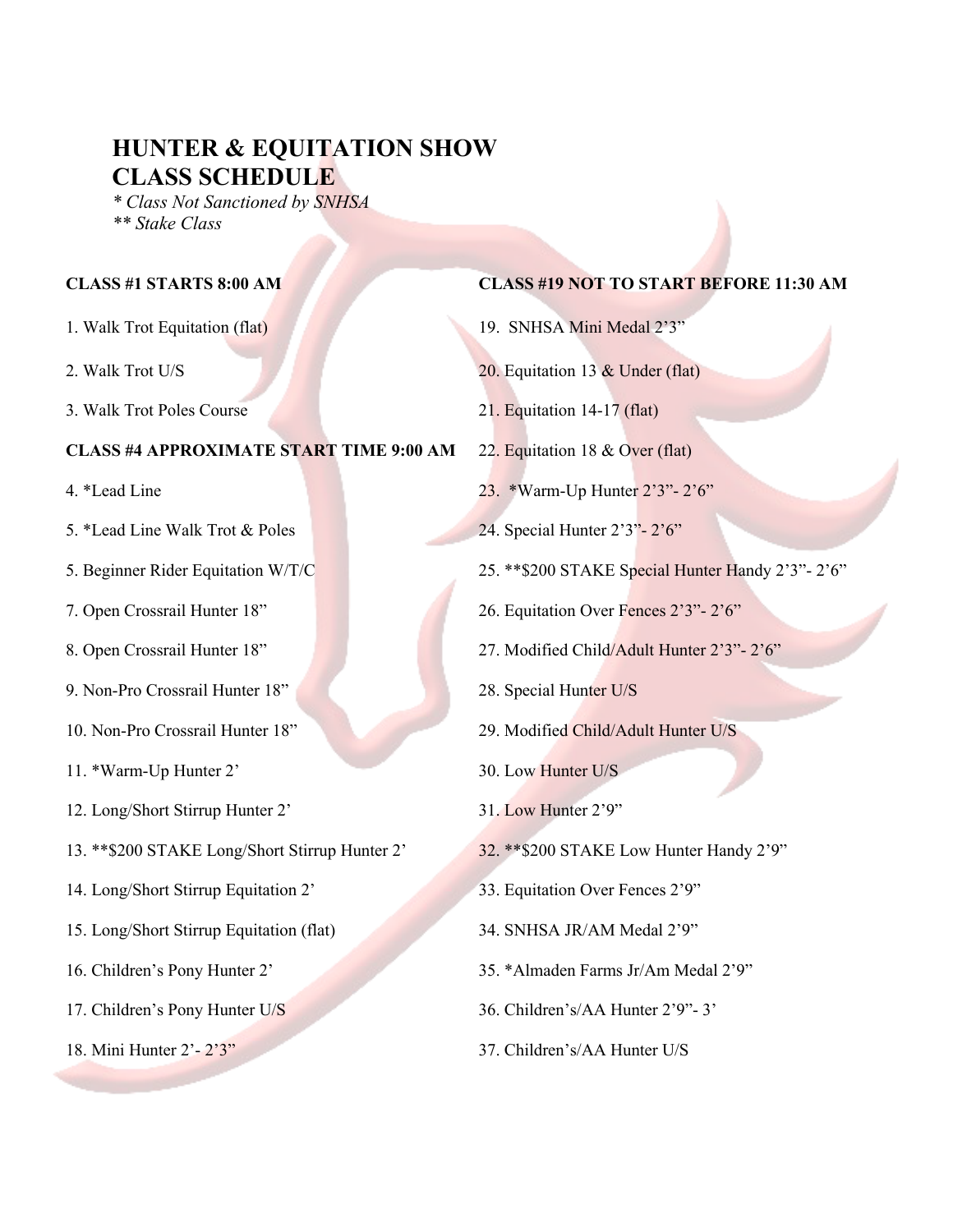# HUNTER & EQUITATION SHOW CLASS SCHEDULE

*\* Class Not Sanctioned by SNHSA*
*\*\* Stake Class*

**CLASS #1 STARTS 8:00 AM**

1. Walk Trot Equitation (flat)
2. Walk Trot U/S
3. Walk Trot Poles Course

**CLASS #4 APPROXIMATE START TIME 9:00 AM**

4. *Lead Line
5. *Lead Line Walk Trot & Poles
5. Beginner Rider Equitation W/T/C
7. Open Crossrail Hunter 18”
8. Open Crossrail Hunter 18”
9. Non-Pro Crossrail Hunter 18”
10. Non-Pro Crossrail Hunter 18”
11. *Warm-Up Hunter 2’
12. Long/Short Stirrup Hunter 2’
13. **$200 STAKE Long/Short Stirrup Hunter 2’
14. Long/Short Stirrup Equitation 2’
15. Long/Short Stirrup Equitation (flat)
16. Children’s Pony Hunter 2’
17. Children’s Pony Hunter U/S
18. Mini Hunter 2’- 2’3”

**CLASS #19 NOT TO START BEFORE 11:30 AM**

19. SNHSA Mini Medal 2’3”
20. Equitation 13 & Under (flat)
21. Equitation 14-17 (flat)
22. Equitation 18 & Over (flat)
23. *Warm-Up Hunter 2’3”- 2’6”
24. Special Hunter 2’3”- 2’6”
25. **$200 STAKE Special Hunter Handy 2’3”- 2’6”
26. Equitation Over Fences 2’3”- 2’6”
27. Modified Child/Adult Hunter 2’3”- 2’6”
28. Special Hunter U/S
29. Modified Child/Adult Hunter U/S
30. Low Hunter U/S
31. Low Hunter 2’9”
32. **$200 STAKE Low Hunter Handy 2’9”
33. Equitation Over Fences 2’9”
34. SNHSA JR/AM Medal 2’9”
35. *Almaden Farms Jr/Am Medal 2’9”
36. Children’s/AA Hunter 2’9”- 3’
37. Children’s/AA Hunter U/S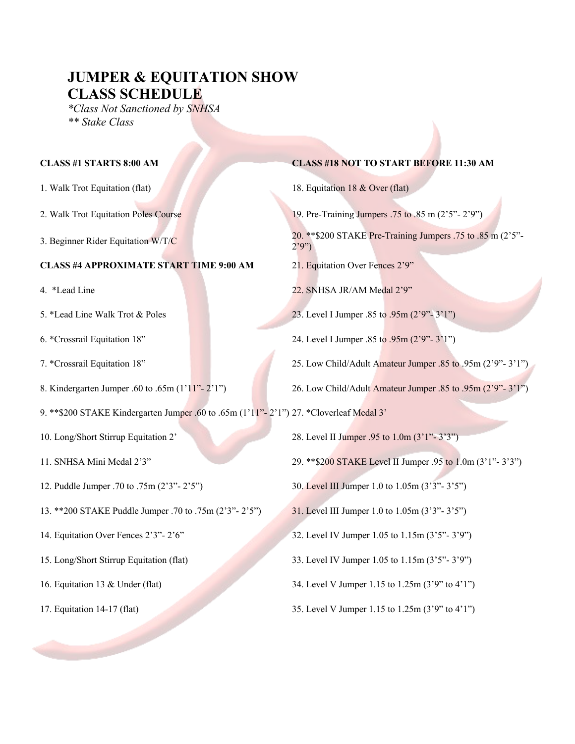# JUMPER & EQUITATION SHOW CLASS SCHEDULE

*\*Class Not Sanctioned by SNHSA*
*\*\* Stake Class*

**CLASS #1 STARTS 8:00 AM**

1. Walk Trot Equitation (flat)
2. Walk Trot Equitation Poles Course
3. Beginner Rider Equitation W/T/C

**CLASS #4 APPROXIMATE START TIME 9:00 AM**

4. *Lead Line
5. *Lead Line Walk Trot & Poles
6. *Crossrail Equitation 18”
7. *Crossrail Equitation 18”
8. Kindergarten Jumper .60 to .65m (1’11”- 2’1”)
9. **$200 STAKE Kindergarten Jumper .60 to .65m (1’11”- 2’1”)
10. Long/Short Stirrup Equitation 2’
11. SNHSA Mini Medal 2’3”
12. Puddle Jumper .70 to .75m (2’3”- 2’5”)
13. **200 STAKE Puddle Jumper .70 to .75m (2’3”- 2’5”)
14. Equitation Over Fences 2’3”- 2’6”
15. Long/Short Stirrup Equitation (flat)
16. Equitation 13 & Under (flat)
17. Equitation 14-17 (flat)

**CLASS #18 NOT TO START BEFORE 11:30 AM**

18. Equitation 18 & Over (flat)
19. Pre-Training Jumpers .75 to .85 m (2’5”- 2’9”)
20. **$200 STAKE Pre-Training Jumpers .75 to .85 m (2’5”- 2’9”)
21. Equitation Over Fences 2’9”
22. SNHSA JR/AM Medal 2’9”
23. Level I Jumper .85 to .95m (2’9”- 3’1”)
24. Level I Jumper .85 to .95m (2’9”- 3’1”)
25. Low Child/Adult Amateur Jumper .85 to .95m (2’9”- 3’1”)
26. Low Child/Adult Amateur Jumper .85 to .95m (2’9”- 3’1”)
27. *Cloverleaf Medal 3’
28. Level II Jumper .95 to 1.0m (3’1”- 3’3”)
29. **$200 STAKE Level II Jumper .95 to 1.0m (3’1”- 3’3”)
30. Level III Jumper 1.0 to 1.05m (3’3”- 3’5”)
31. Level III Jumper 1.0 to 1.05m (3’3”- 3’5”)
32. Level IV Jumper 1.05 to 1.15m (3’5”- 3’9”)
33. Level IV Jumper 1.05 to 1.15m (3’5”- 3’9”)
34. Level V Jumper 1.15 to 1.25m (3’9” to 4’1”)
35. Level V Jumper 1.15 to 1.25m (3’9” to 4’1”)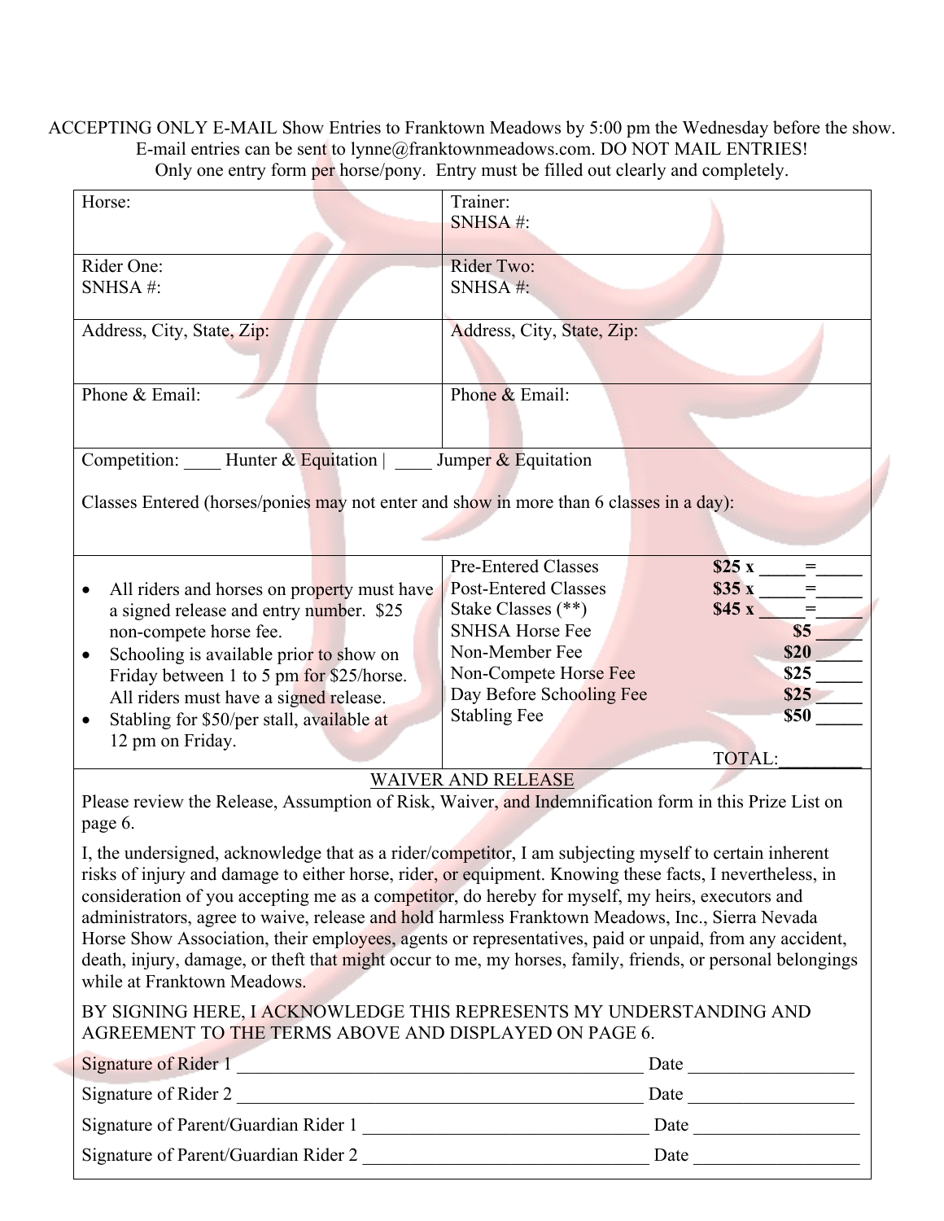ACCEPTING ONLY E-MAIL Show Entries to Franktown Meadows by 5:00 pm the Wednesday before the show. E-mail entries can be sent to lynne@franktownmeadows.com. DO NOT MAIL ENTRIES! Only one entry form per horse/pony. Entry must be filled out clearly and completely.

| | |
|---|---|
| Horse: | Trainer:<br>SNHSA #: |
| Rider One:<br>SNHSA #: | Rider Two:<br>SNHSA #: |
| Address, City, State, Zip: | Address, City, State, Zip: |
| Phone & Email: | Phone & Email: |

Competition: ____ Hunter & Equitation | ____ Jumper & Equitation

Classes Entered (horses/ponies may not enter and show in more than 6 classes in a day):

- All riders and horses on property must have a signed release and entry number. $25 non-compete horse fee.
- Schooling is available prior to show on Friday between 1 to 5 pm for $25/horse. All riders must have a signed release.
- Stabling for $50/per stall, available at 12 pm on Friday.

| | |
|---|---|
| Pre-Entered Classes | **$25 x** _____=_____ |
| Post-Entered Classes | **$35 x** _____=_____ |
| Stake Classes (**) | **$45 x** _____=_____ |
| SNHSA Horse Fee | **$5** _____ |
| Non-Member Fee | **$20** _____ |
| Non-Compete Horse Fee | **$25** _____ |
| Day Before Schooling Fee | **$25** _____ |
| Stabling Fee | **$50** _____ |
| | TOTAL:_________ |

WAIVER AND RELEASE

Please review the Release, Assumption of Risk, Waiver, and Indemnification form in this Prize List on page 6.

I, the undersigned, acknowledge that as a rider/competitor, I am subjecting myself to certain inherent risks of injury and damage to either horse, rider, or equipment. Knowing these facts, I nevertheless, in consideration of you accepting me as a competitor, do hereby for myself, my heirs, executors and administrators, agree to waive, release and hold harmless Franktown Meadows, Inc., Sierra Nevada Horse Show Association, their employees, agents or representatives, paid or unpaid, from any accident, death, injury, damage, or theft that might occur to me, my horses, family, friends, or personal belongings while at Franktown Meadows.

BY SIGNING HERE, I ACKNOWLEDGE THIS REPRESENTS MY UNDERSTANDING AND AGREEMENT TO THE TERMS ABOVE AND DISPLAYED ON PAGE 6.

Signature of Rider 1 ____________________________________________ Date _________________

Signature of Rider 2 ____________________________________________ Date _________________

Signature of Parent/Guardian Rider 1 ______________________________ Date _________________

Signature of Parent/Guardian Rider 2 ______________________________ Date _________________